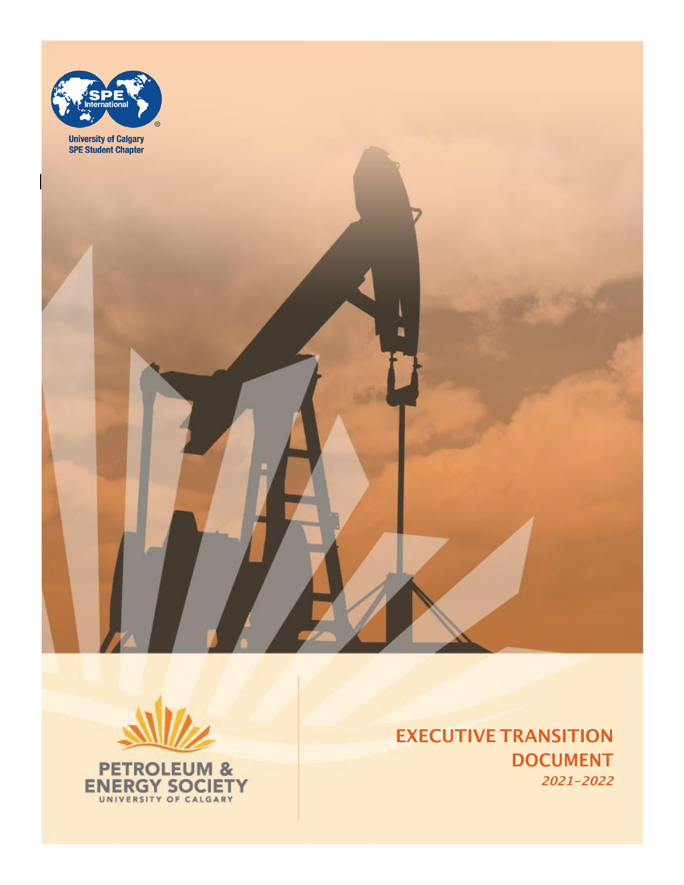University of Calgary
SPE Student Chapter

PETROLEUM &
ENERGY SOCIETY
UNIVERSITY OF CALGARY

# EXECUTIVE TRANSITION DOCUMENT

*2021-2022*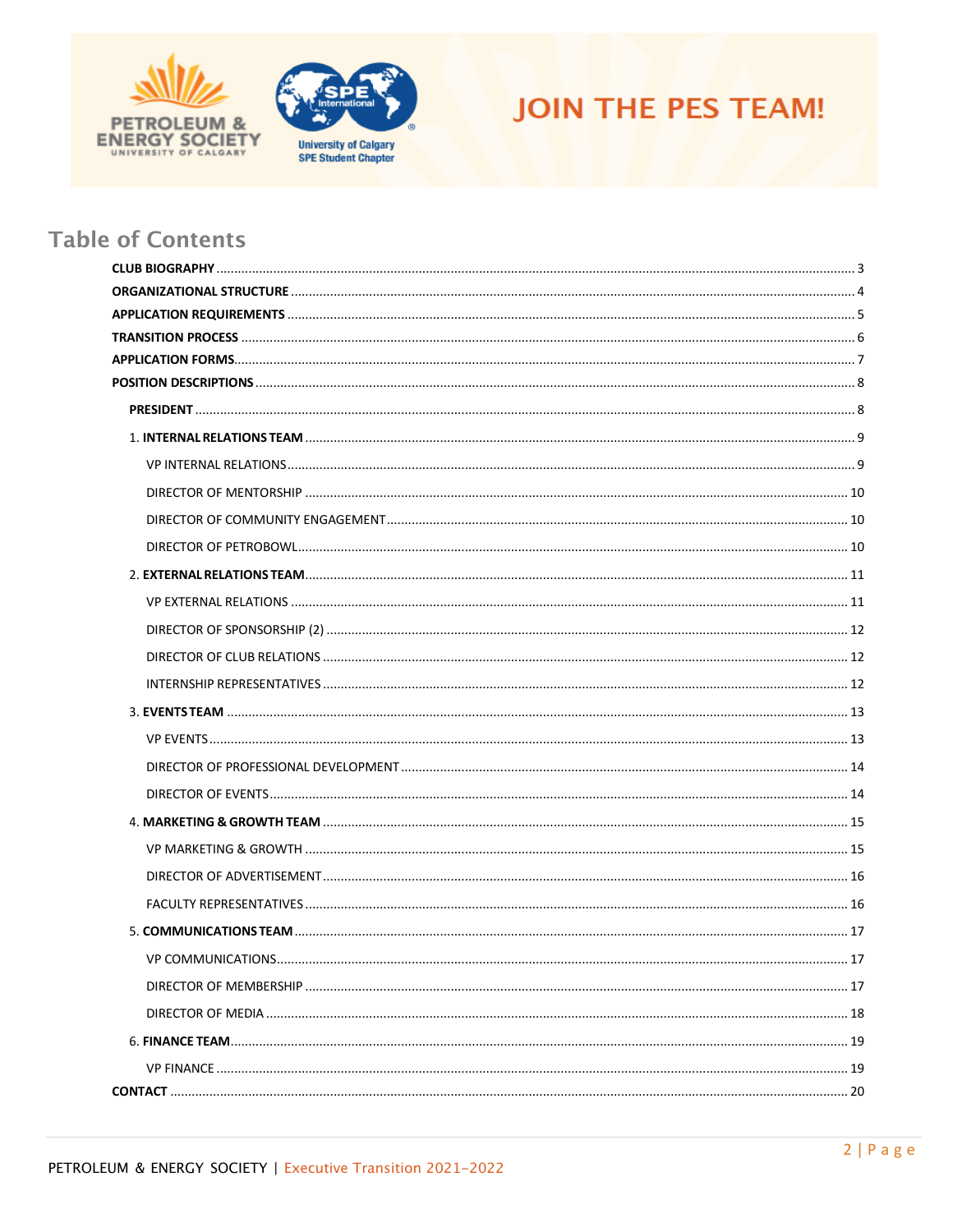JOIN THE PES TEAM!

## Table of Contents

**CLUB BIOGRAPHY** ..... 3

**ORGANIZATIONAL STRUCTURE** ..... 4

**APPLICATION REQUIREMENTS** ..... 5

**TRANSITION PROCESS** ..... 6

**APPLICATION FORMS** ..... 7

**POSITION DESCRIPTIONS** ..... 8

- **PRESIDENT** ..... 8
- 1. **INTERNAL RELATIONS TEAM** ..... 9
  - VP INTERNAL RELATIONS ..... 9
  - DIRECTOR OF MENTORSHIP ..... 10
  - DIRECTOR OF COMMUNITY ENGAGEMENT ..... 10
  - DIRECTOR OF PETROBOWL ..... 10
- 2. **EXTERNAL RELATIONS TEAM** ..... 11
  - VP EXTERNAL RELATIONS ..... 11
  - DIRECTOR OF SPONSORSHIP (2) ..... 12
  - DIRECTOR OF CLUB RELATIONS ..... 12
  - INTERNSHIP REPRESENTATIVES ..... 12
- 3. **EVENTS TEAM** ..... 13
  - VP EVENTS ..... 13
  - DIRECTOR OF PROFESSIONAL DEVELOPMENT ..... 14
  - DIRECTOR OF EVENTS ..... 14
- 4. **MARKETING & GROWTH TEAM** ..... 15
  - VP MARKETING & GROWTH ..... 15
  - DIRECTOR OF ADVERTISEMENT ..... 16
  - FACULTY REPRESENTATIVES ..... 16
- 5. **COMMUNICATIONS TEAM** ..... 17
  - VP COMMUNICATIONS ..... 17
  - DIRECTOR OF MEMBERSHIP ..... 17
  - DIRECTOR OF MEDIA ..... 18
- 6. **FINANCE TEAM** ..... 19
  - VP FINANCE ..... 19

**CONTACT** ..... 20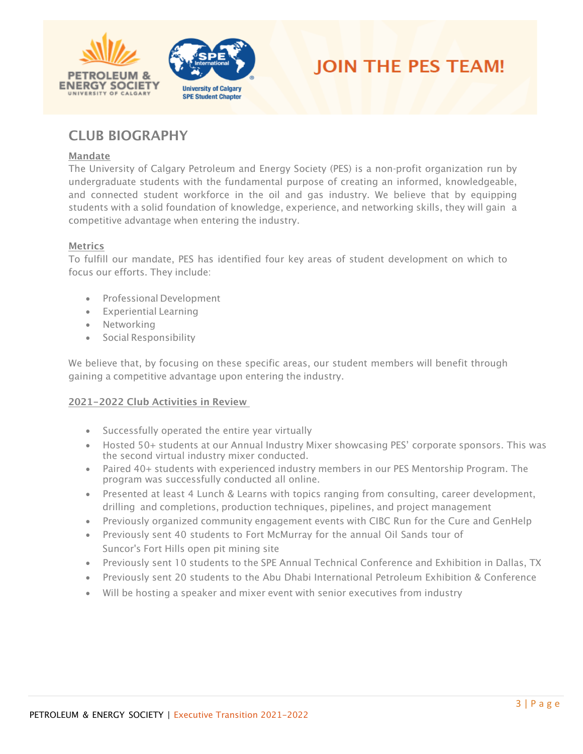# JOIN THE PES TEAM!

## CLUB BIOGRAPHY

**Mandate**

The University of Calgary Petroleum and Energy Society (PES) is a non-profit organization run by undergraduate students with the fundamental purpose of creating an informed, knowledgeable, and connected student workforce in the oil and gas industry. We believe that by equipping students with a solid foundation of knowledge, experience, and networking skills, they will gain a competitive advantage when entering the industry.

**Metrics**

To fulfill our mandate, PES has identified four key areas of student development on which to focus our efforts. They include:

- Professional Development
- Experiential Learning
- Networking
- Social Responsibility

We believe that, by focusing on these specific areas, our student members will benefit through gaining a competitive advantage upon entering the industry.

**2021-2022 Club Activities in Review**

- Successfully operated the entire year virtually
- Hosted 50+ students at our Annual Industry Mixer showcasing PES' corporate sponsors. This was the second virtual industry mixer conducted.
- Paired 40+ students with experienced industry members in our PES Mentorship Program. The program was successfully conducted all online.
- Presented at least 4 Lunch & Learns with topics ranging from consulting, career development, drilling and completions, production techniques, pipelines, and project management
- Previously organized community engagement events with CIBC Run for the Cure and GenHelp
- Previously sent 40 students to Fort McMurray for the annual Oil Sands tour of Suncor's Fort Hills open pit mining site
- Previously sent 10 students to the SPE Annual Technical Conference and Exhibition in Dallas, TX
- Previously sent 20 students to the Abu Dhabi International Petroleum Exhibition & Conference
- Will be hosting a speaker and mixer event with senior executives from industry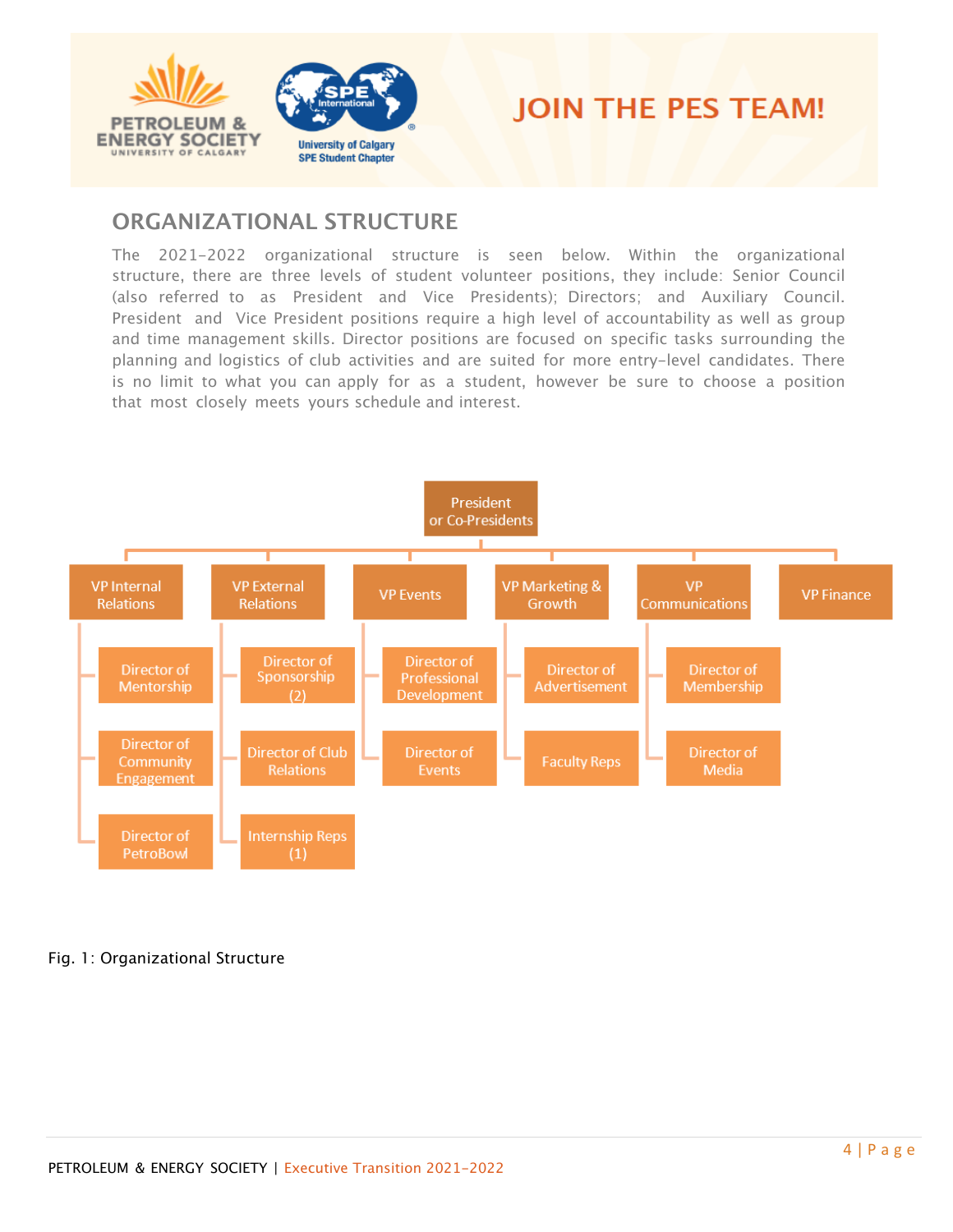# JOIN THE PES TEAM!

## ORGANIZATIONAL STRUCTURE

The 2021-2022 organizational structure is seen below. Within the organizational structure, there are three levels of student volunteer positions, they include: Senior Council (also referred to as President and Vice Presidents); Directors; and Auxiliary Council. President and Vice President positions require a high level of accountability as well as group and time management skills. Director positions are focused on specific tasks surrounding the planning and logistics of club activities and are suited for more entry-level candidates. There is no limit to what you can apply for as a student, however be sure to choose a position that most closely meets yours schedule and interest.

- President or Co-Presidents
  - VP Internal Relations
    - Director of Mentorship
    - Director of Community Engagement
    - Director of PetroBowl
  - VP External Relations
    - Director of Sponsorship (2)
    - Director of Club Relations
    - Internship Reps (1)
  - VP Events
    - Director of Professional Development
    - Director of Events
  - VP Marketing & Growth
    - Director of Advertisement
    - Faculty Reps
  - VP Communications
    - Director of Membership
    - Director of Media
  - VP Finance

Fig. 1: Organizational Structure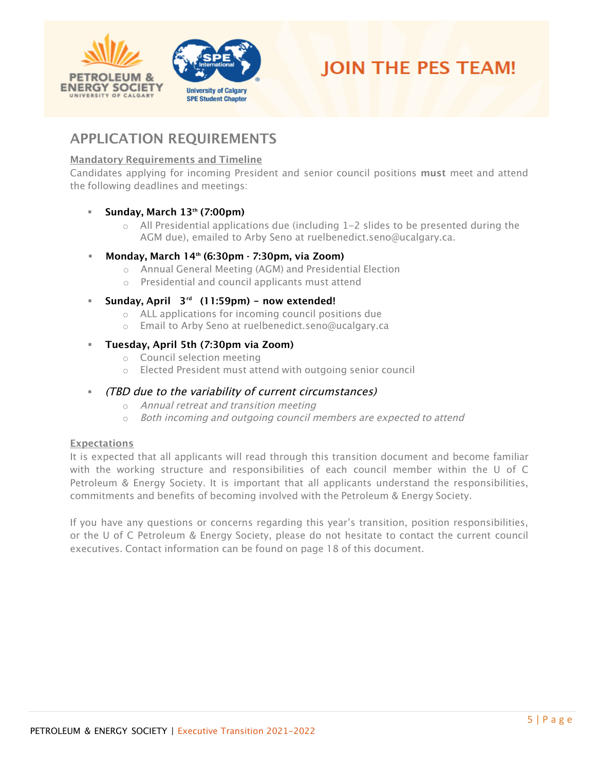# APPLICATION REQUIREMENTS

**Mandatory Requirements and Timeline**

Candidates applying for incoming President and senior council positions **must** meet and attend the following deadlines and meetings:

- **Sunday, March 13th (7:00pm)**
  - All Presidential applications due (including 1-2 slides to be presented during the AGM due), emailed to Arby Seno at ruelbenedict.seno@ucalgary.ca.
- **Monday, March 14th (6:30pm - 7:30pm, via Zoom)**
  - Annual General Meeting (AGM) and Presidential Election
  - Presidential and council applicants must attend
- **Sunday, April 3rd (11:59pm) – now extended!**
  - ALL applications for incoming council positions due
  - Email to Arby Seno at ruelbenedict.seno@ucalgary.ca
- **Tuesday, April 5th (7:30pm via Zoom)**
  - Council selection meeting
  - Elected President must attend with outgoing senior council
- *(TBD due to the variability of current circumstances)*
  - *Annual retreat and transition meeting*
  - *Both incoming and outgoing council members are expected to attend*

**Expectations**

It is expected that all applicants will read through this transition document and become familiar with the working structure and responsibilities of each council member within the U of C Petroleum & Energy Society. It is important that all applicants understand the responsibilities, commitments and benefits of becoming involved with the Petroleum & Energy Society.

If you have any questions or concerns regarding this year's transition, position responsibilities, or the U of C Petroleum & Energy Society, please do not hesitate to contact the current council executives. Contact information can be found on page 18 of this document.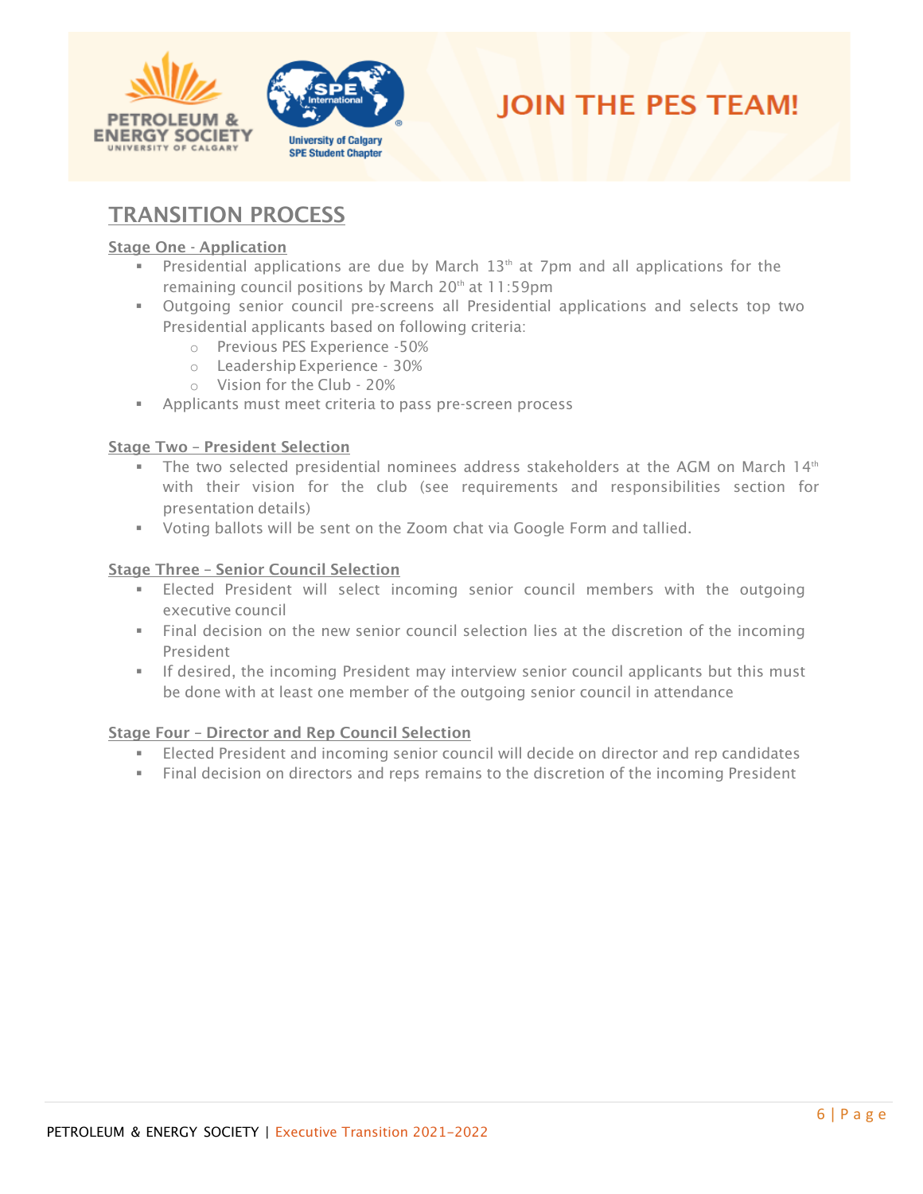# JOIN THE PES TEAM!

## TRANSITION PROCESS

### Stage One - Application

- Presidential applications are due by March 13th at 7pm and all applications for the remaining council positions by March 20th at 11:59pm
- Outgoing senior council pre-screens all Presidential applications and selects top two Presidential applicants based on following criteria:
  - Previous PES Experience -50%
  - Leadership Experience - 30%
  - Vision for the Club - 20%
- Applicants must meet criteria to pass pre-screen process

### Stage Two – President Selection

- The two selected presidential nominees address stakeholders at the AGM on March 14th with their vision for the club (see requirements and responsibilities section for presentation details)
- Voting ballots will be sent on the Zoom chat via Google Form and tallied.

### Stage Three – Senior Council Selection

- Elected President will select incoming senior council members with the outgoing executive council
- Final decision on the new senior council selection lies at the discretion of the incoming President
- If desired, the incoming President may interview senior council applicants but this must be done with at least one member of the outgoing senior council in attendance

### Stage Four – Director and Rep Council Selection

- Elected President and incoming senior council will decide on director and rep candidates
- Final decision on directors and reps remains to the discretion of the incoming President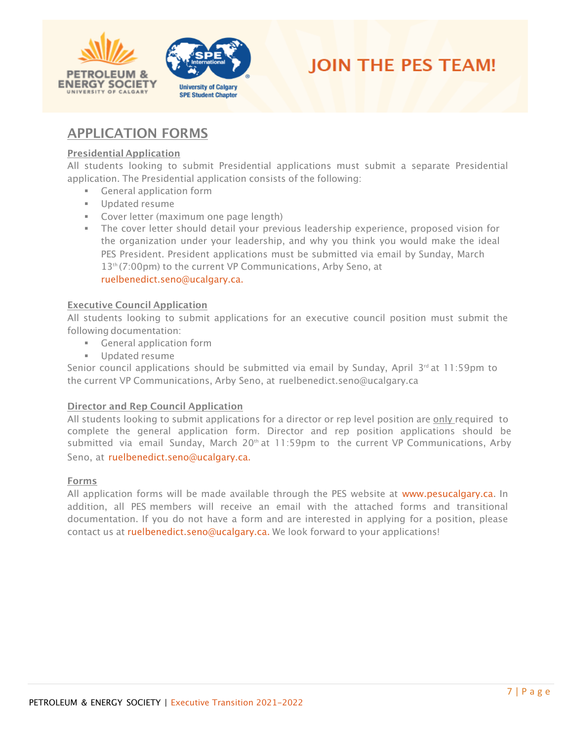# JOIN THE PES TEAM!

## APPLICATION FORMS

### Presidential Application

All students looking to submit Presidential applications must submit a separate Presidential application. The Presidential application consists of the following:

- General application form
- Updated resume
- Cover letter (maximum one page length)
- The cover letter should detail your previous leadership experience, proposed vision for the organization under your leadership, and why you think you would make the ideal PES President. President applications must be submitted via email by Sunday, March 13th (7:00pm) to the current VP Communications, Arby Seno, at ruelbenedict.seno@ucalgary.ca.

### Executive Council Application

All students looking to submit applications for an executive council position must submit the following documentation:

- General application form
- Updated resume

Senior council applications should be submitted via email by Sunday, April 3rd at 11:59pm to the current VP Communications, Arby Seno, at ruelbenedict.seno@ucalgary.ca

### Director and Rep Council Application

All students looking to submit applications for a director or rep level position are only required to complete the general application form. Director and rep position applications should be submitted via email Sunday, March 20th at 11:59pm to the current VP Communications, Arby Seno, at ruelbenedict.seno@ucalgary.ca.

### Forms

All application forms will be made available through the PES website at www.pesucalgary.ca. In addition, all PES members will receive an email with the attached forms and transitional documentation. If you do not have a form and are interested in applying for a position, please contact us at ruelbenedict.seno@ucalgary.ca. We look forward to your applications!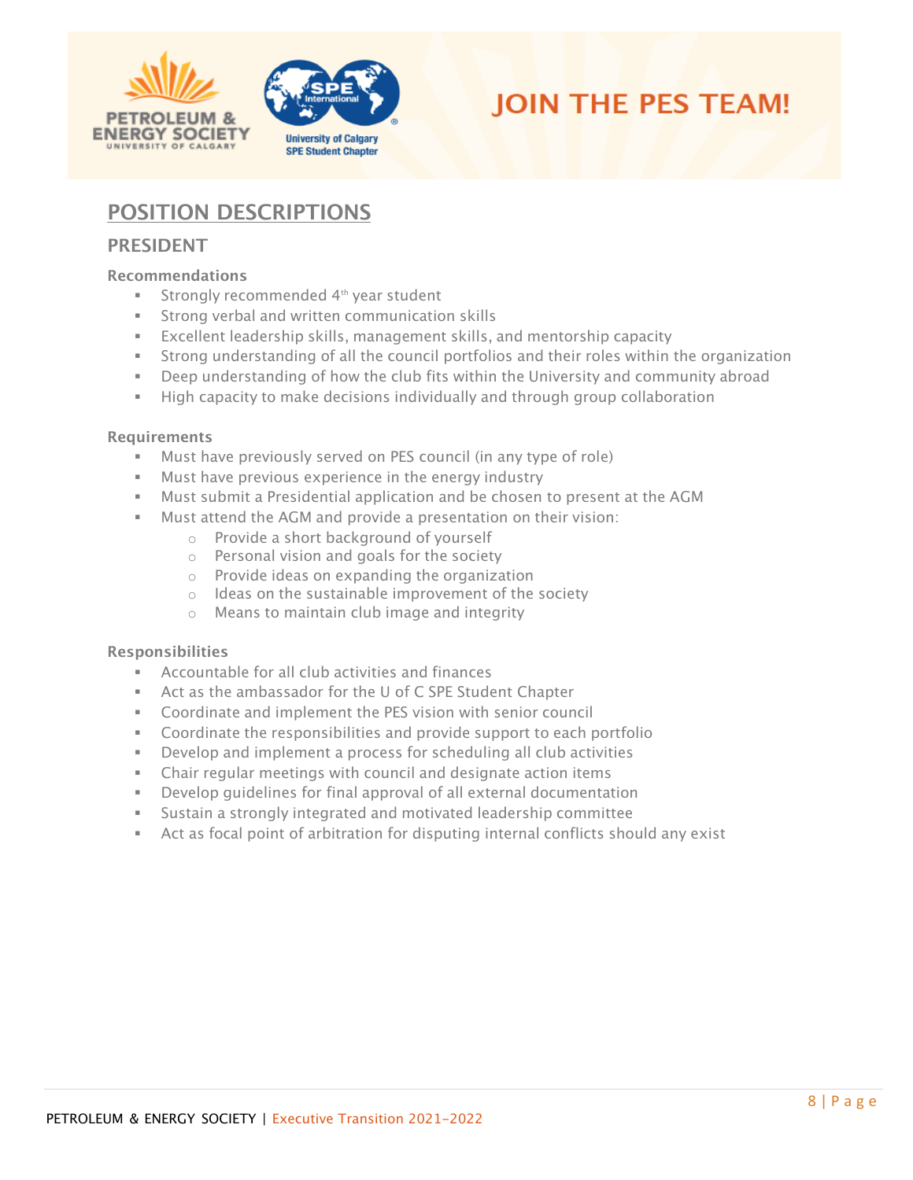# JOIN THE PES TEAM!

## POSITION DESCRIPTIONS

### PRESIDENT

**Recommendations**

- Strongly recommended 4th year student
- Strong verbal and written communication skills
- Excellent leadership skills, management skills, and mentorship capacity
- Strong understanding of all the council portfolios and their roles within the organization
- Deep understanding of how the club fits within the University and community abroad
- High capacity to make decisions individually and through group collaboration

**Requirements**

- Must have previously served on PES council (in any type of role)
- Must have previous experience in the energy industry
- Must submit a Presidential application and be chosen to present at the AGM
- Must attend the AGM and provide a presentation on their vision:
  - Provide a short background of yourself
  - Personal vision and goals for the society
  - Provide ideas on expanding the organization
  - Ideas on the sustainable improvement of the society
  - Means to maintain club image and integrity

**Responsibilities**

- Accountable for all club activities and finances
- Act as the ambassador for the U of C SPE Student Chapter
- Coordinate and implement the PES vision with senior council
- Coordinate the responsibilities and provide support to each portfolio
- Develop and implement a process for scheduling all club activities
- Chair regular meetings with council and designate action items
- Develop guidelines for final approval of all external documentation
- Sustain a strongly integrated and motivated leadership committee
- Act as focal point of arbitration for disputing internal conflicts should any exist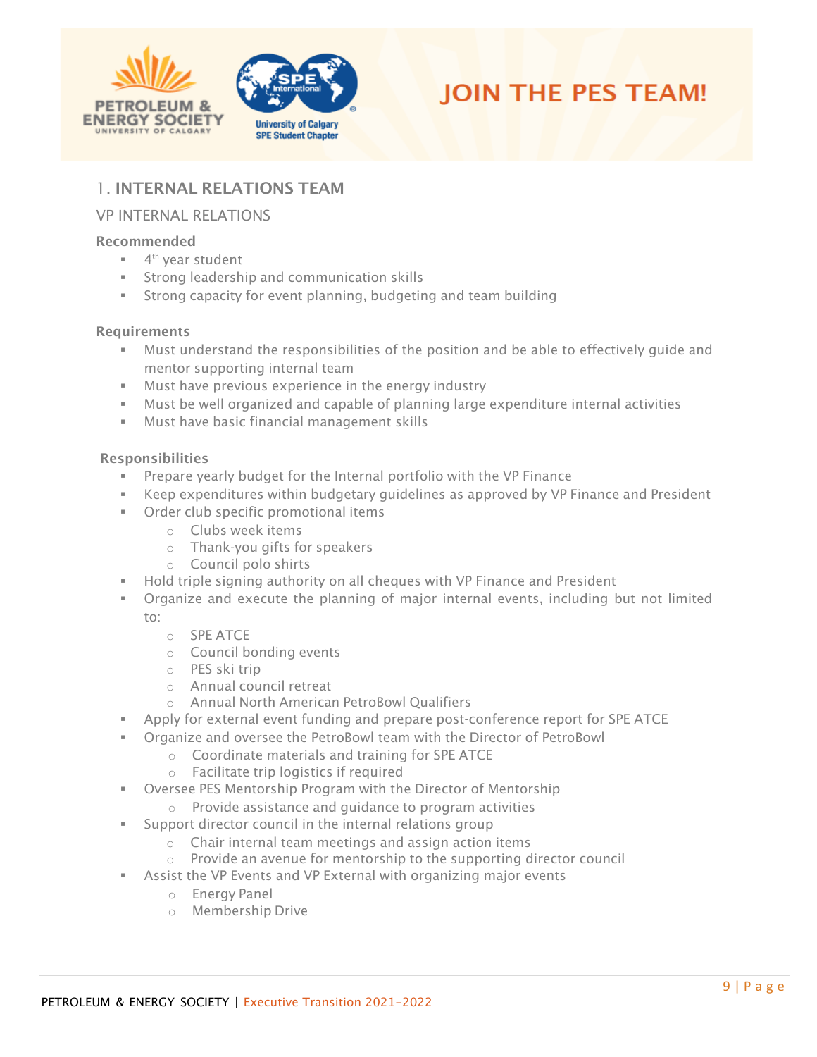# JOIN THE PES TEAM!

## 1. INTERNAL RELATIONS TEAM

### VP INTERNAL RELATIONS

**Recommended**

- 4th year student
- Strong leadership and communication skills
- Strong capacity for event planning, budgeting and team building

**Requirements**

- Must understand the responsibilities of the position and be able to effectively guide and mentor supporting internal team
- Must have previous experience in the energy industry
- Must be well organized and capable of planning large expenditure internal activities
- Must have basic financial management skills

**Responsibilities**

- Prepare yearly budget for the Internal portfolio with the VP Finance
- Keep expenditures within budgetary guidelines as approved by VP Finance and President
- Order club specific promotional items
  - Clubs week items
  - Thank-you gifts for speakers
  - Council polo shirts
- Hold triple signing authority on all cheques with VP Finance and President
- Organize and execute the planning of major internal events, including but not limited to:
  - SPE ATCE
  - Council bonding events
  - PES ski trip
  - Annual council retreat
  - Annual North American PetroBowl Qualifiers
- Apply for external event funding and prepare post-conference report for SPE ATCE
- Organize and oversee the PetroBowl team with the Director of PetroBowl
  - Coordinate materials and training for SPE ATCE
  - Facilitate trip logistics if required
- Oversee PES Mentorship Program with the Director of Mentorship
  - Provide assistance and guidance to program activities
- Support director council in the internal relations group
  - Chair internal team meetings and assign action items
  - Provide an avenue for mentorship to the supporting director council
- Assist the VP Events and VP External with organizing major events
  - Energy Panel
  - Membership Drive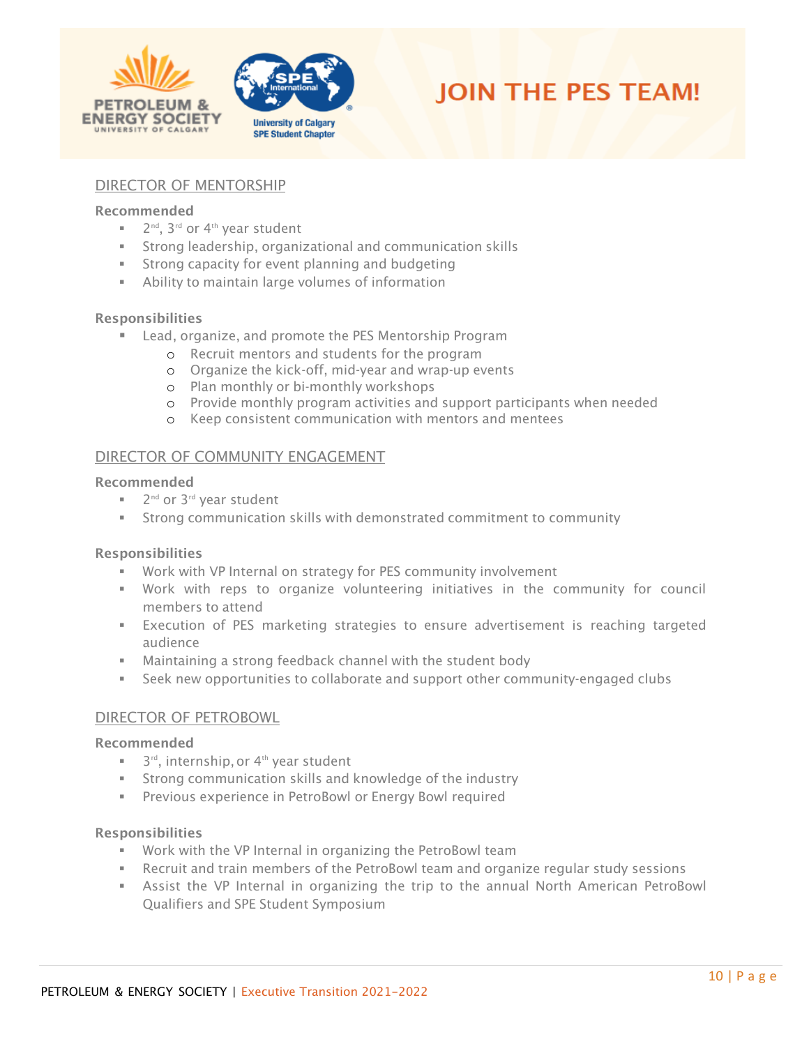# JOIN THE PES TEAM!

## DIRECTOR OF MENTORSHIP

**Recommended**

- 2nd, 3rd or 4th year student
- Strong leadership, organizational and communication skills
- Strong capacity for event planning and budgeting
- Ability to maintain large volumes of information

**Responsibilities**

- Lead, organize, and promote the PES Mentorship Program
  - Recruit mentors and students for the program
  - Organize the kick-off, mid-year and wrap-up events
  - Plan monthly or bi-monthly workshops
  - Provide monthly program activities and support participants when needed
  - Keep consistent communication with mentors and mentees

## DIRECTOR OF COMMUNITY ENGAGEMENT

**Recommended**

- 2nd or 3rd year student
- Strong communication skills with demonstrated commitment to community

**Responsibilities**

- Work with VP Internal on strategy for PES community involvement
- Work with reps to organize volunteering initiatives in the community for council members to attend
- Execution of PES marketing strategies to ensure advertisement is reaching targeted audience
- Maintaining a strong feedback channel with the student body
- Seek new opportunities to collaborate and support other community-engaged clubs

## DIRECTOR OF PETROBOWL

**Recommended**

- 3rd, internship, or 4th year student
- Strong communication skills and knowledge of the industry
- Previous experience in PetroBowl or Energy Bowl required

**Responsibilities**

- Work with the VP Internal in organizing the PetroBowl team
- Recruit and train members of the PetroBowl team and organize regular study sessions
- Assist the VP Internal in organizing the trip to the annual North American PetroBowl Qualifiers and SPE Student Symposium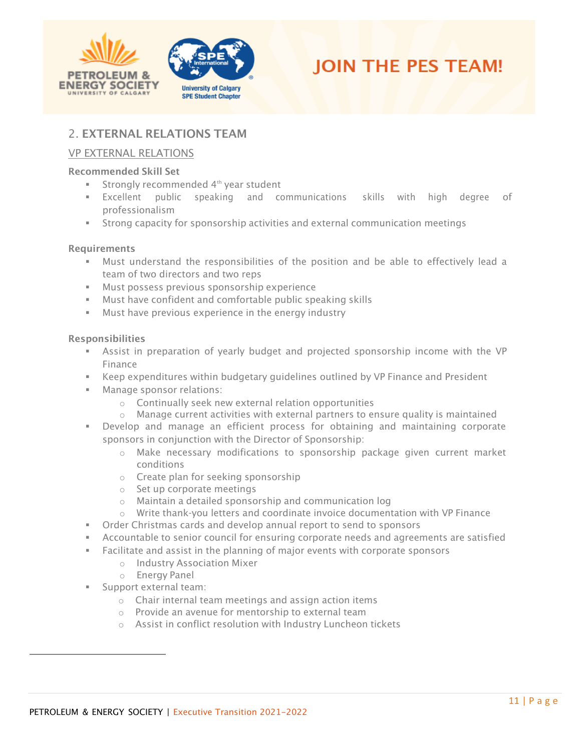## 2. EXTERNAL RELATIONS TEAM

### VP EXTERNAL RELATIONS

**Recommended Skill Set**

- Strongly recommended 4th year student
- Excellent public speaking and communications skills with high degree of professionalism
- Strong capacity for sponsorship activities and external communication meetings

**Requirements**

- Must understand the responsibilities of the position and be able to effectively lead a team of two directors and two reps
- Must possess previous sponsorship experience
- Must have confident and comfortable public speaking skills
- Must have previous experience in the energy industry

**Responsibilities**

- Assist in preparation of yearly budget and projected sponsorship income with the VP Finance
- Keep expenditures within budgetary guidelines outlined by VP Finance and President
- Manage sponsor relations:
  - Continually seek new external relation opportunities
  - Manage current activities with external partners to ensure quality is maintained
- Develop and manage an efficient process for obtaining and maintaining corporate sponsors in conjunction with the Director of Sponsorship:
  - Make necessary modifications to sponsorship package given current market conditions
  - Create plan for seeking sponsorship
  - Set up corporate meetings
  - Maintain a detailed sponsorship and communication log
  - Write thank-you letters and coordinate invoice documentation with VP Finance
- Order Christmas cards and develop annual report to send to sponsors
- Accountable to senior council for ensuring corporate needs and agreements are satisfied
- Facilitate and assist in the planning of major events with corporate sponsors
  - Industry Association Mixer
  - Energy Panel
- Support external team:
  - Chair internal team meetings and assign action items
  - Provide an avenue for mentorship to external team
  - Assist in conflict resolution with Industry Luncheon tickets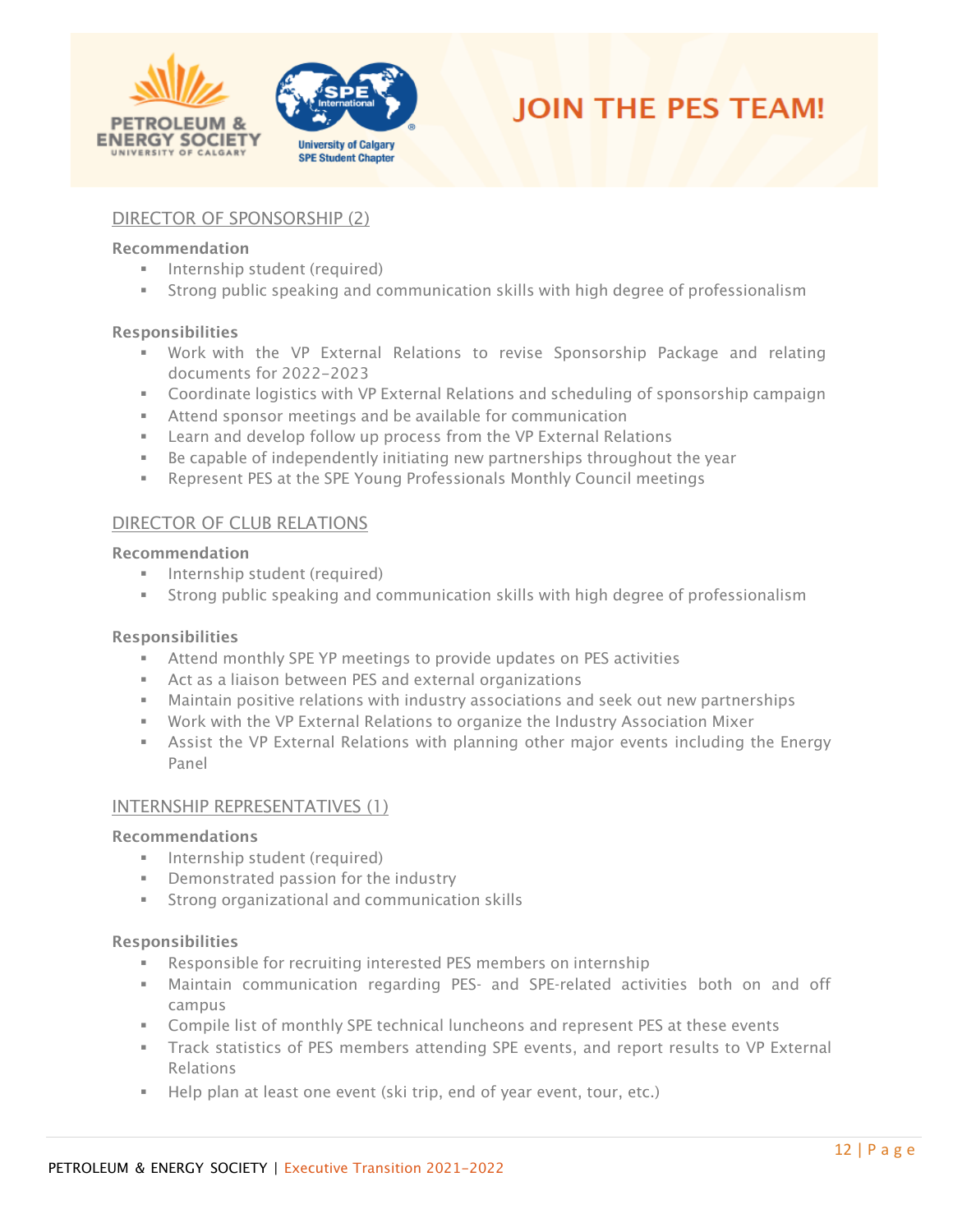# JOIN THE PES TEAM!

## DIRECTOR OF SPONSORSHIP (2)

**Recommendation**

- Internship student (required)
- Strong public speaking and communication skills with high degree of professionalism

**Responsibilities**

- Work with the VP External Relations to revise Sponsorship Package and relating documents for 2022-2023
- Coordinate logistics with VP External Relations and scheduling of sponsorship campaign
- Attend sponsor meetings and be available for communication
- Learn and develop follow up process from the VP External Relations
- Be capable of independently initiating new partnerships throughout the year
- Represent PES at the SPE Young Professionals Monthly Council meetings

## DIRECTOR OF CLUB RELATIONS

**Recommendation**

- Internship student (required)
- Strong public speaking and communication skills with high degree of professionalism

**Responsibilities**

- Attend monthly SPE YP meetings to provide updates on PES activities
- Act as a liaison between PES and external organizations
- Maintain positive relations with industry associations and seek out new partnerships
- Work with the VP External Relations to organize the Industry Association Mixer
- Assist the VP External Relations with planning other major events including the Energy Panel

## INTERNSHIP REPRESENTATIVES (1)

**Recommendations**

- Internship student (required)
- Demonstrated passion for the industry
- Strong organizational and communication skills

**Responsibilities**

- Responsible for recruiting interested PES members on internship
- Maintain communication regarding PES- and SPE-related activities both on and off campus
- Compile list of monthly SPE technical luncheons and represent PES at these events
- Track statistics of PES members attending SPE events, and report results to VP External Relations
- Help plan at least one event (ski trip, end of year event, tour, etc.)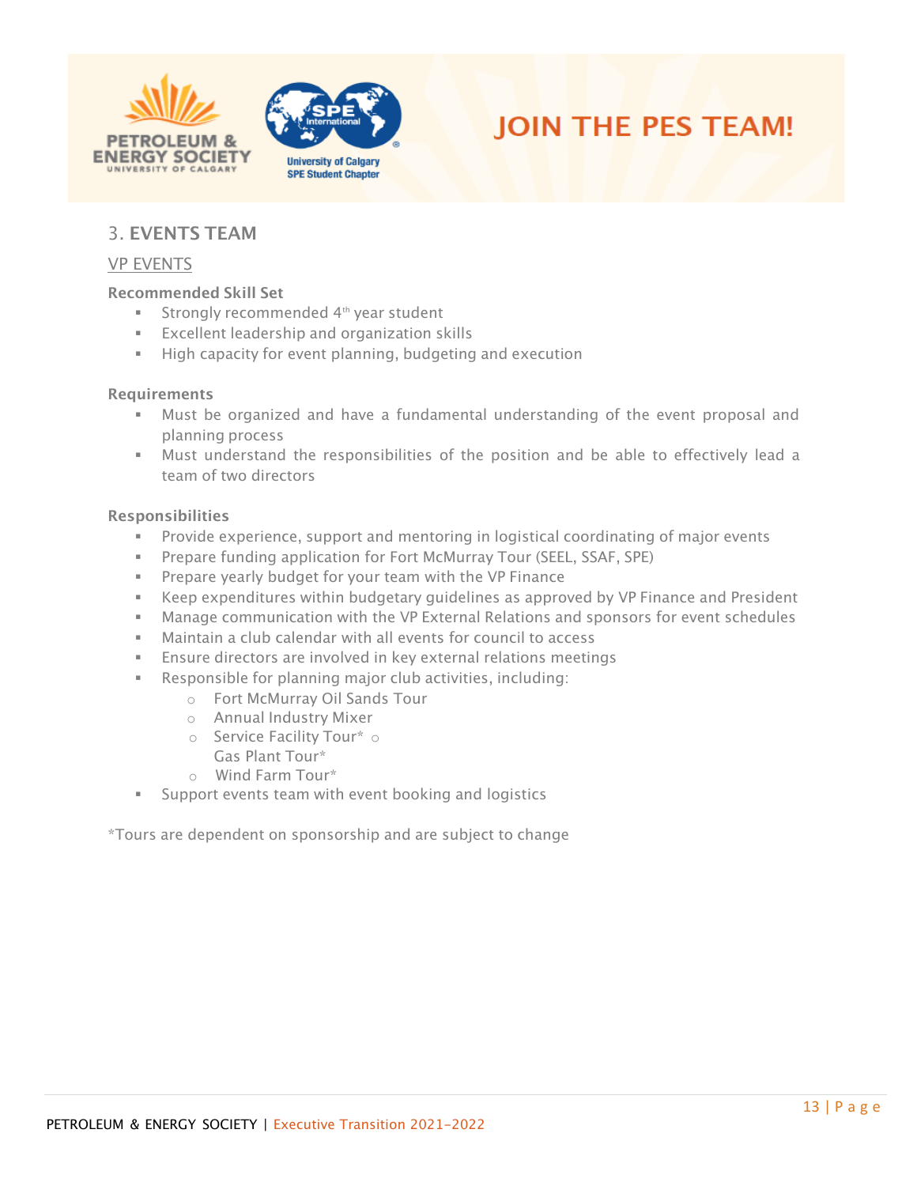# JOIN THE PES TEAM!

## 3. EVENTS TEAM

### VP EVENTS

**Recommended Skill Set**

- Strongly recommended 4th year student
- Excellent leadership and organization skills
- High capacity for event planning, budgeting and execution

**Requirements**

- Must be organized and have a fundamental understanding of the event proposal and planning process
- Must understand the responsibilities of the position and be able to effectively lead a team of two directors

**Responsibilities**

- Provide experience, support and mentoring in logistical coordinating of major events
- Prepare funding application for Fort McMurray Tour (SEEL, SSAF, SPE)
- Prepare yearly budget for your team with the VP Finance
- Keep expenditures within budgetary guidelines as approved by VP Finance and President
- Manage communication with the VP External Relations and sponsors for event schedules
- Maintain a club calendar with all events for council to access
- Ensure directors are involved in key external relations meetings
- Responsible for planning major club activities, including:
  - Fort McMurray Oil Sands Tour
  - Annual Industry Mixer
  - Service Facility Tour*
  - Gas Plant Tour*
  - Wind Farm Tour*
- Support events team with event booking and logistics

*Tours are dependent on sponsorship and are subject to change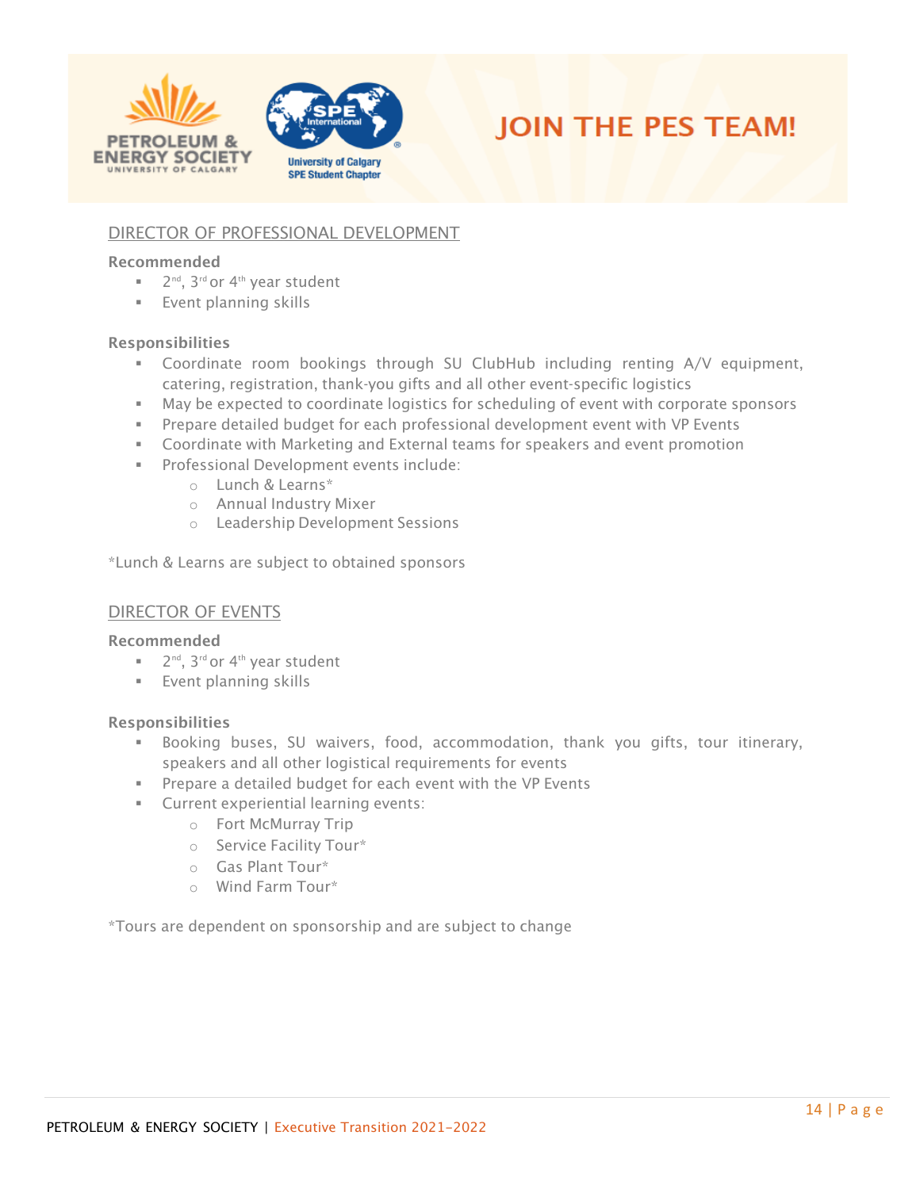# JOIN THE PES TEAM!

## DIRECTOR OF PROFESSIONAL DEVELOPMENT

**Recommended**

- 2nd, 3rd or 4th year student
- Event planning skills

**Responsibilities**

- Coordinate room bookings through SU ClubHub including renting A/V equipment, catering, registration, thank-you gifts and all other event-specific logistics
- May be expected to coordinate logistics for scheduling of event with corporate sponsors
- Prepare detailed budget for each professional development event with VP Events
- Coordinate with Marketing and External teams for speakers and event promotion
- Professional Development events include:
  - Lunch & Learns*
  - Annual Industry Mixer
  - Leadership Development Sessions

*Lunch & Learns are subject to obtained sponsors

## DIRECTOR OF EVENTS

**Recommended**

- 2nd, 3rd or 4th year student
- Event planning skills

**Responsibilities**

- Booking buses, SU waivers, food, accommodation, thank you gifts, tour itinerary, speakers and all other logistical requirements for events
- Prepare a detailed budget for each event with the VP Events
- Current experiential learning events:
  - Fort McMurray Trip
  - Service Facility Tour*
  - Gas Plant Tour*
  - Wind Farm Tour*

*Tours are dependent on sponsorship and are subject to change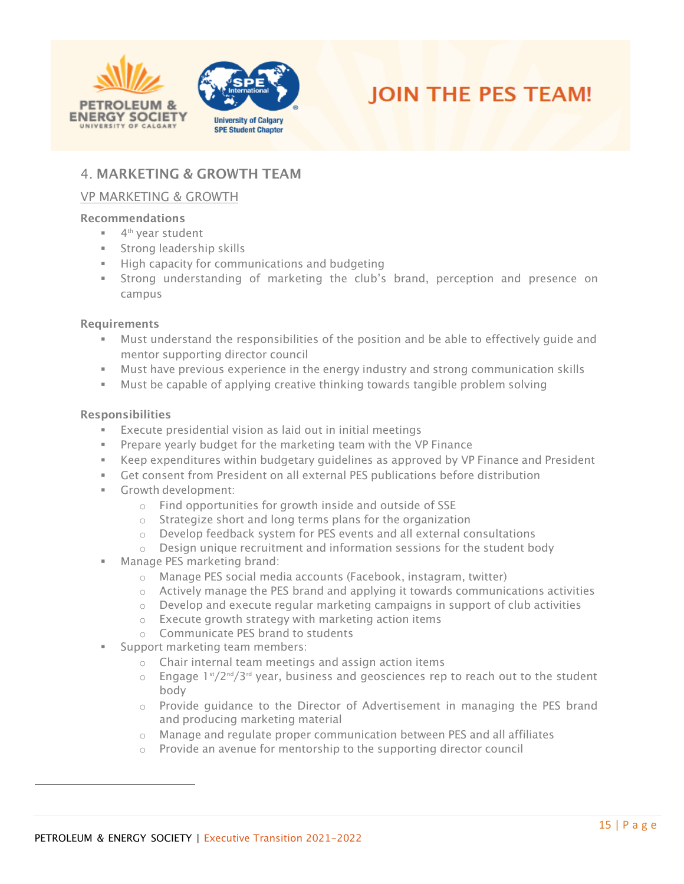## 4. MARKETING & GROWTH TEAM

### VP MARKETING & GROWTH

**Recommendations**

- 4th year student
- Strong leadership skills
- High capacity for communications and budgeting
- Strong understanding of marketing the club's brand, perception and presence on campus

**Requirements**

- Must understand the responsibilities of the position and be able to effectively guide and mentor supporting director council
- Must have previous experience in the energy industry and strong communication skills
- Must be capable of applying creative thinking towards tangible problem solving

**Responsibilities**

- Execute presidential vision as laid out in initial meetings
- Prepare yearly budget for the marketing team with the VP Finance
- Keep expenditures within budgetary guidelines as approved by VP Finance and President
- Get consent from President on all external PES publications before distribution
- Growth development:
  - Find opportunities for growth inside and outside of SSE
  - Strategize short and long terms plans for the organization
  - Develop feedback system for PES events and all external consultations
  - Design unique recruitment and information sessions for the student body
- Manage PES marketing brand:
  - Manage PES social media accounts (Facebook, instagram, twitter)
  - Actively manage the PES brand and applying it towards communications activities
  - Develop and execute regular marketing campaigns in support of club activities
  - Execute growth strategy with marketing action items
  - Communicate PES brand to students
- Support marketing team members:
  - Chair internal team meetings and assign action items
  - Engage 1st/2nd/3rd year, business and geosciences rep to reach out to the student body
  - Provide guidance to the Director of Advertisement in managing the PES brand and producing marketing material
  - Manage and regulate proper communication between PES and all affiliates
  - Provide an avenue for mentorship to the supporting director council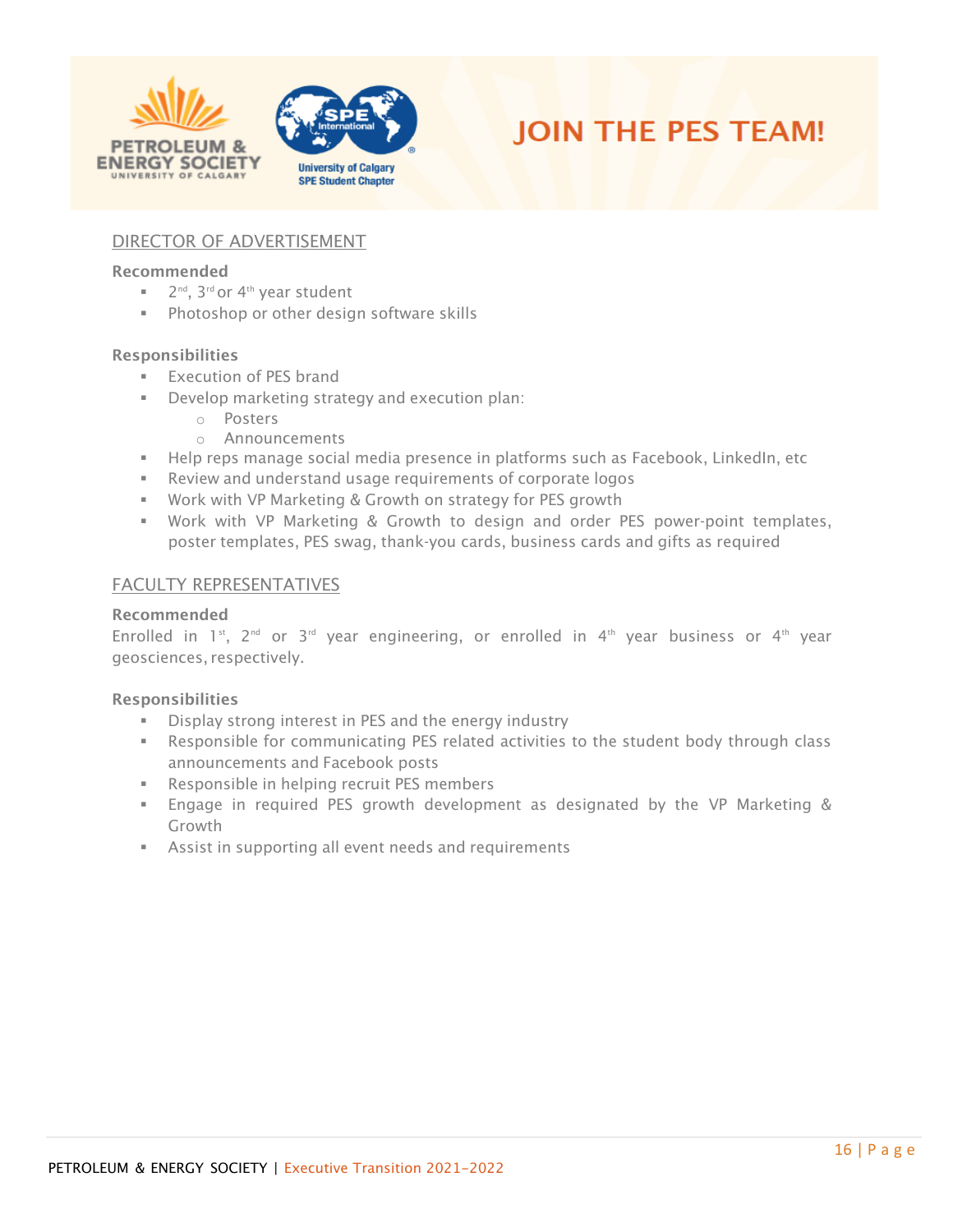# JOIN THE PES TEAM!

## DIRECTOR OF ADVERTISEMENT

**Recommended**

- 2nd, 3rd or 4th year student
- Photoshop or other design software skills

**Responsibilities**

- Execution of PES brand
- Develop marketing strategy and execution plan:
  - Posters
  - Announcements
- Help reps manage social media presence in platforms such as Facebook, LinkedIn, etc
- Review and understand usage requirements of corporate logos
- Work with VP Marketing & Growth on strategy for PES growth
- Work with VP Marketing & Growth to design and order PES power-point templates, poster templates, PES swag, thank-you cards, business cards and gifts as required

## FACULTY REPRESENTATIVES

**Recommended**

Enrolled in 1st, 2nd or 3rd year engineering, or enrolled in 4th year business or 4th year geosciences, respectively.

**Responsibilities**

- Display strong interest in PES and the energy industry
- Responsible for communicating PES related activities to the student body through class announcements and Facebook posts
- Responsible in helping recruit PES members
- Engage in required PES growth development as designated by the VP Marketing & Growth
- Assist in supporting all event needs and requirements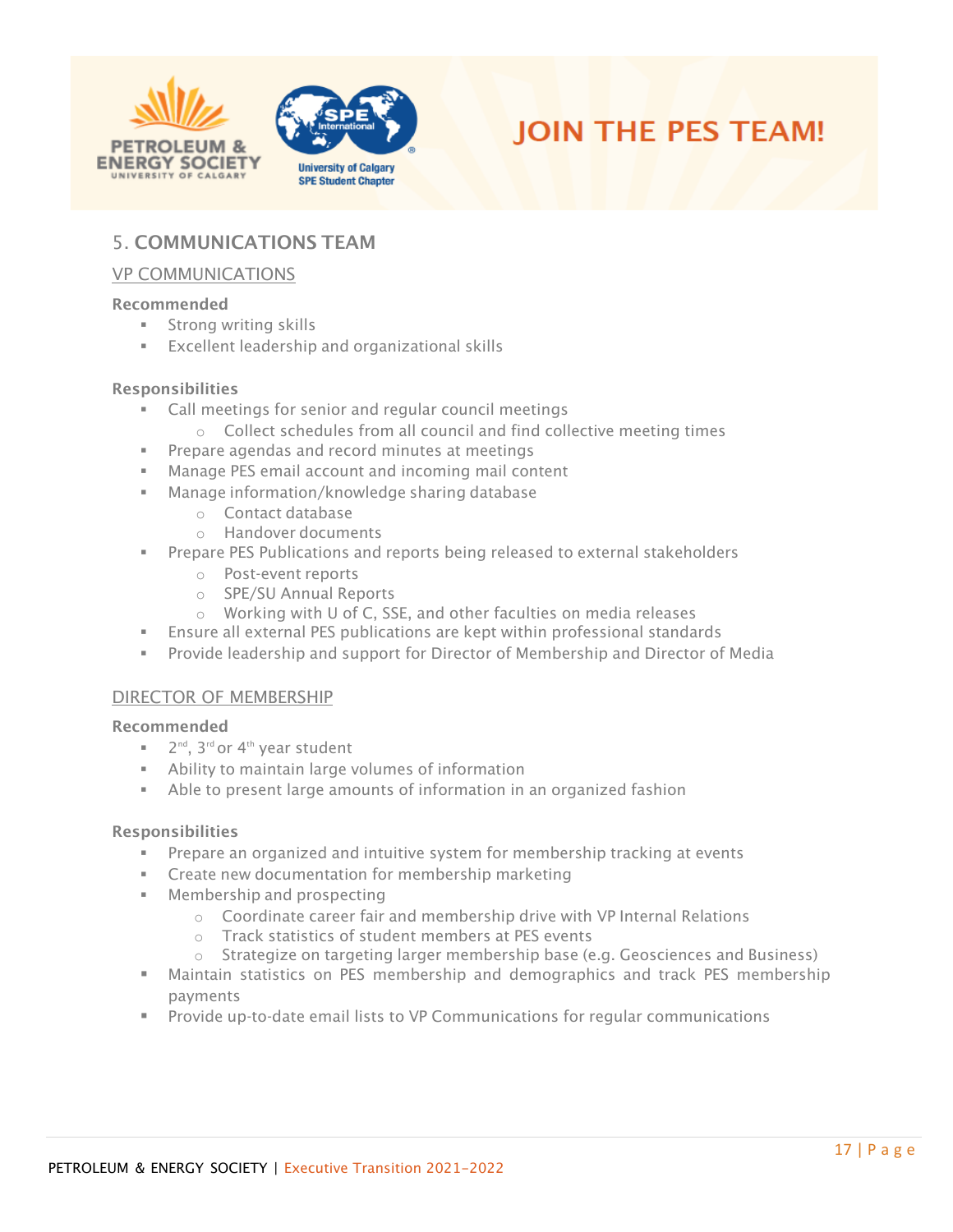# JOIN THE PES TEAM!

## 5. COMMUNICATIONS TEAM

### VP COMMUNICATIONS

**Recommended**

- Strong writing skills
- Excellent leadership and organizational skills

**Responsibilities**

- Call meetings for senior and regular council meetings
  - Collect schedules from all council and find collective meeting times
- Prepare agendas and record minutes at meetings
- Manage PES email account and incoming mail content
- Manage information/knowledge sharing database
  - Contact database
  - Handover documents
- Prepare PES Publications and reports being released to external stakeholders
  - Post-event reports
  - SPE/SU Annual Reports
  - Working with U of C, SSE, and other faculties on media releases
- Ensure all external PES publications are kept within professional standards
- Provide leadership and support for Director of Membership and Director of Media

### DIRECTOR OF MEMBERSHIP

**Recommended**

- 2nd, 3rd or 4th year student
- Ability to maintain large volumes of information
- Able to present large amounts of information in an organized fashion

**Responsibilities**

- Prepare an organized and intuitive system for membership tracking at events
- Create new documentation for membership marketing
- Membership and prospecting
  - Coordinate career fair and membership drive with VP Internal Relations
  - Track statistics of student members at PES events
  - Strategize on targeting larger membership base (e.g. Geosciences and Business)
- Maintain statistics on PES membership and demographics and track PES membership payments
- Provide up-to-date email lists to VP Communications for regular communications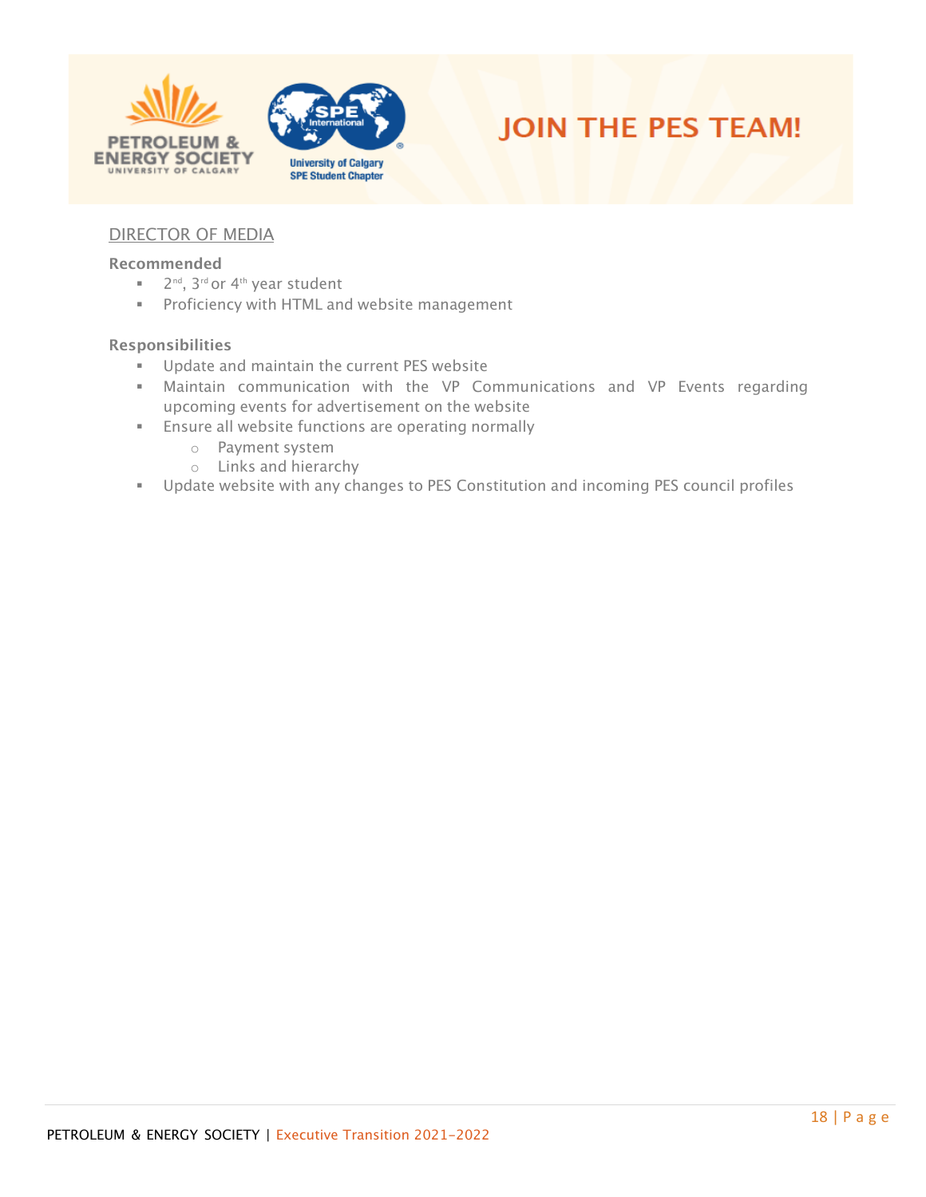## DIRECTOR OF MEDIA

**Recommended**

- 2nd, 3rd or 4th year student
- Proficiency with HTML and website management

**Responsibilities**

- Update and maintain the current PES website
- Maintain communication with the VP Communications and VP Events regarding upcoming events for advertisement on the website
- Ensure all website functions are operating normally
  - Payment system
  - Links and hierarchy
- Update website with any changes to PES Constitution and incoming PES council profiles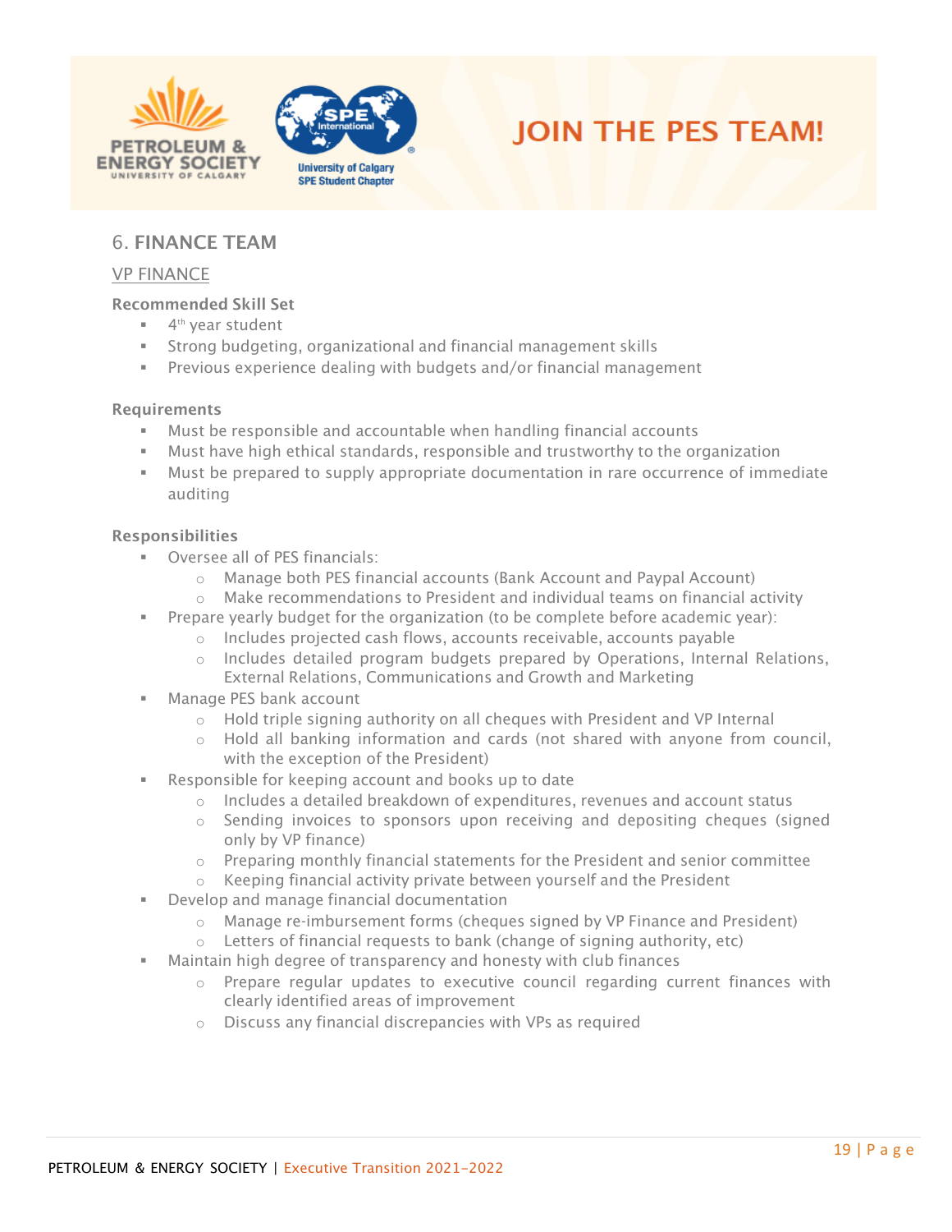## 6. FINANCE TEAM

### VP FINANCE

**Recommended Skill Set**

- 4th year student
- Strong budgeting, organizational and financial management skills
- Previous experience dealing with budgets and/or financial management

**Requirements**

- Must be responsible and accountable when handling financial accounts
- Must have high ethical standards, responsible and trustworthy to the organization
- Must be prepared to supply appropriate documentation in rare occurrence of immediate auditing

**Responsibilities**

- Oversee all of PES financials:
  - Manage both PES financial accounts (Bank Account and Paypal Account)
  - Make recommendations to President and individual teams on financial activity
- Prepare yearly budget for the organization (to be complete before academic year):
  - Includes projected cash flows, accounts receivable, accounts payable
  - Includes detailed program budgets prepared by Operations, Internal Relations, External Relations, Communications and Growth and Marketing
- Manage PES bank account
  - Hold triple signing authority on all cheques with President and VP Internal
  - Hold all banking information and cards (not shared with anyone from council, with the exception of the President)
- Responsible for keeping account and books up to date
  - Includes a detailed breakdown of expenditures, revenues and account status
  - Sending invoices to sponsors upon receiving and depositing cheques (signed only by VP finance)
  - Preparing monthly financial statements for the President and senior committee
  - Keeping financial activity private between yourself and the President
- Develop and manage financial documentation
  - Manage re-imbursement forms (cheques signed by VP Finance and President)
  - Letters of financial requests to bank (change of signing authority, etc)
- Maintain high degree of transparency and honesty with club finances
  - Prepare regular updates to executive council regarding current finances with clearly identified areas of improvement
  - Discuss any financial discrepancies with VPs as required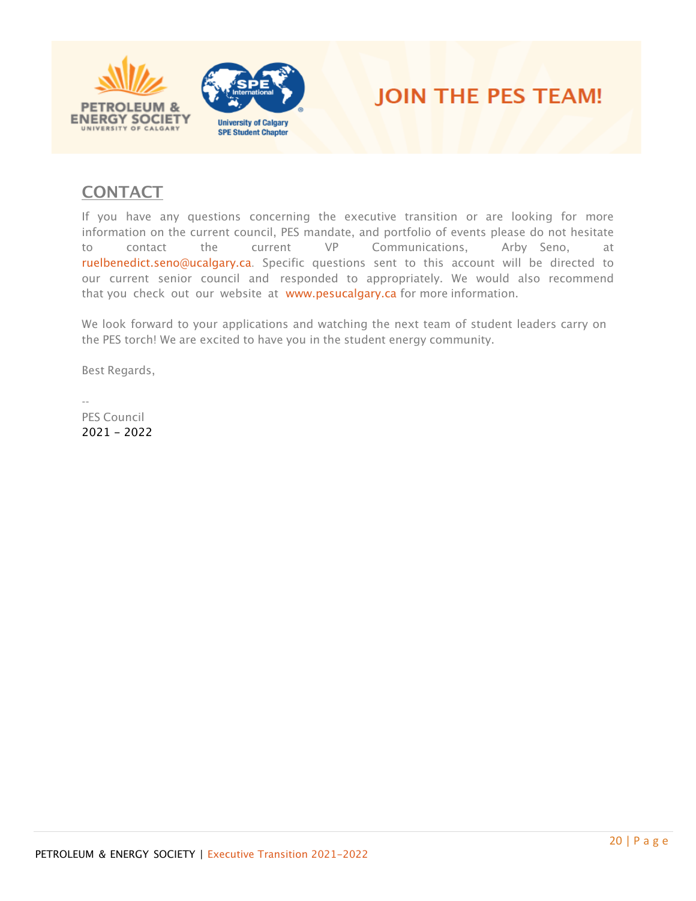## CONTACT

If you have any questions concerning the executive transition or are looking for more information on the current council, PES mandate, and portfolio of events please do not hesitate to contact the current VP Communications, Arby Seno, at ruelbenedict.seno@ucalgary.ca. Specific questions sent to this account will be directed to our current senior council and responded to appropriately. We would also recommend that you check out our website at www.pesucalgary.ca for more information.

We look forward to your applications and watching the next team of student leaders carry on the PES torch! We are excited to have you in the student energy community.

Best Regards,

--
PES Council
2021 – 2022